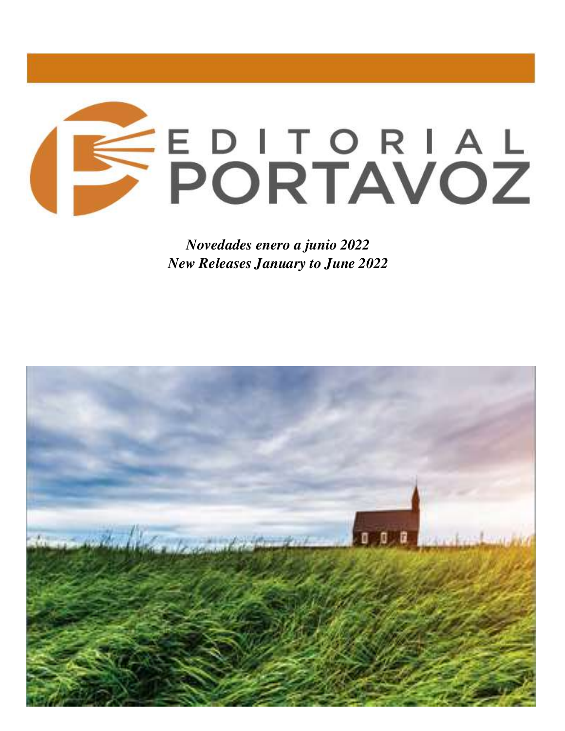# EDITORIAL PORTAVOZ

*Novedades enero a junio 2022*
*New Releases January to June 2022*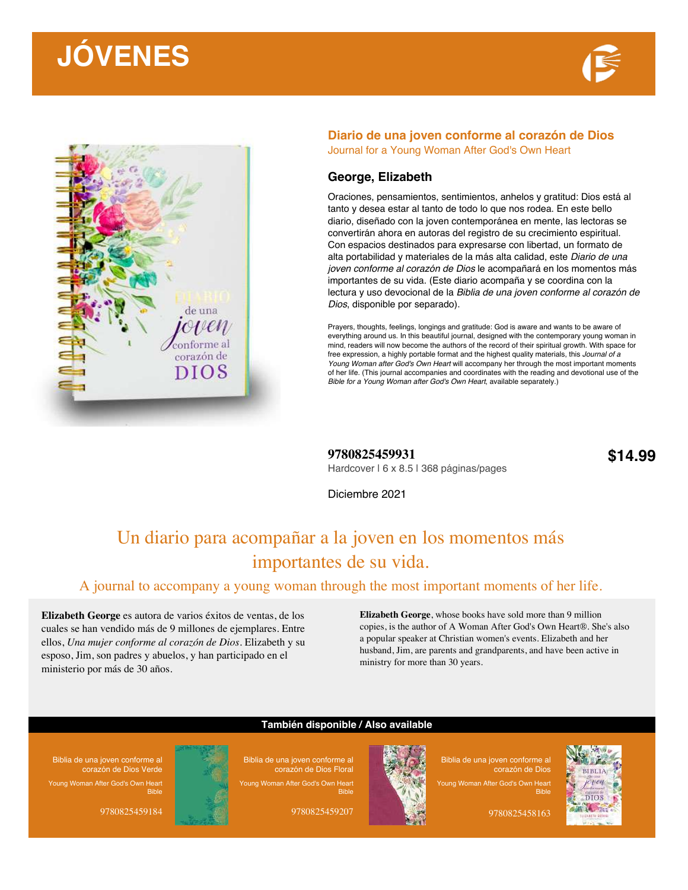# JÓVENES

## Diario de una joven conforme al corazón de Dios

Journal for a Young Woman After God's Own Heart

### George, Elizabeth

Oraciones, pensamientos, sentimientos, anhelos y gratitud: Dios está al tanto y desea estar al tanto de todo lo que nos rodea. En este bello diario, diseñado con la joven contemporánea en mente, las lectoras se convertirán ahora en autoras del registro de su crecimiento espiritual. Con espacios destinados para expresarse con libertad, un formato de alta portabilidad y materiales de la más alta calidad, este *Diario de una joven conforme al corazón de Dios* le acompañará en los momentos más importantes de su vida. (Este diario acompaña y se coordina con la lectura y uso devocional de la *Biblia de una joven conforme al corazón de Dios*, disponible por separado).

Prayers, thoughts, feelings, longings and gratitude: God is aware and wants to be aware of everything around us. In this beautiful journal, designed with the contemporary young woman in mind, readers will now become the authors of the record of their spiritual growth. With space for free expression, a highly portable format and the highest quality materials, this *Journal of a Young Woman after God's Own Heart* will accompany her through the most important moments of her life. (This journal accompanies and coordinates with the reading and devotional use of the *Bible for a Young Woman after God's Own Heart*, available separately.)

**9780825459931**
Hardcover l 6 x 8.5 l 368 páginas/pages

**$14.99**

Diciembre 2021

## Un diario para acompañar a la joven en los momentos más importantes de su vida.

A journal to accompany a young woman through the most important moments of her life.

**Elizabeth George** es autora de varios éxitos de ventas, de los cuales se han vendido más de 9 millones de ejemplares. Entre ellos, *Una mujer conforme al corazón de Dios*. Elizabeth y su esposo, Jim, son padres y abuelos, y han participado en el ministerio por más de 30 años.

**Elizabeth George**, whose books have sold more than 9 million copies, is the author of A Woman After God's Own Heart®. She's also a popular speaker at Christian women's events. Elizabeth and her husband, Jim, are parents and grandparents, and have been active in ministry for more than 30 years.

**También disponible / Also available**

Biblia de una joven conforme al corazón de Dios Verde
Young Woman After God's Own Heart Bible
9780825459184

Biblia de una joven conforme al corazón de Dios Floral
Young Woman After God's Own Heart Bible
9780825459207

Biblia de una joven conforme al corazón de Dios
Young Woman After God's Own Heart Bible
9780825458163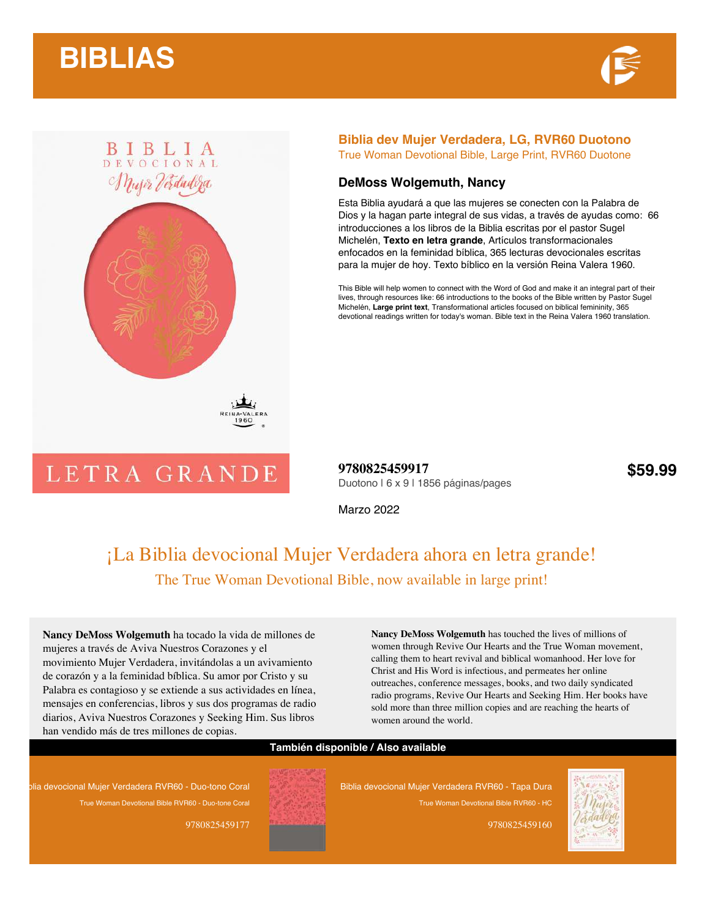# BIBLIAS

## Biblia dev Mujer Verdadera, LG, RVR60 Duotono

True Woman Devotional Bible, Large Print, RVR60 Duotone

### DeMoss Wolgemuth, Nancy

Esta Biblia ayudará a que las mujeres se conecten con la Palabra de Dios y la hagan parte integral de sus vidas, a través de ayudas como: 66 introducciones a los libros de la Biblia escritas por el pastor Sugel Michelén, **Texto en letra grande**, Artículos transformacionales enfocados en la feminidad bíblica, 365 lecturas devocionales escritas para la mujer de hoy. Texto bíblico en la versión Reina Valera 1960.

This Bible will help women to connect with the Word of God and make it an integral part of their lives, through resources like: 66 introductions to the books of the Bible written by Pastor Sugel Michelén, **Large print text**, Transformational articles focused on biblical femininity, 365 devotional readings written for today's woman. Bible text in the Reina Valera 1960 translation.

**9780825459917**
Duotono | 6 x 9 | 1856 páginas/pages

**$59.99**

Marzo 2022

## ¡La Biblia devocional Mujer Verdadera ahora en letra grande!

The True Woman Devotional Bible, now available in large print!

**Nancy DeMoss Wolgemuth** ha tocado la vida de millones de mujeres a través de Aviva Nuestros Corazones y el movimiento Mujer Verdadera, invitándolas a un avivamiento de corazón y a la feminidad bíblica. Su amor por Cristo y su Palabra es contagioso y se extiende a sus actividades en línea, mensajes en conferencias, libros y sus dos programas de radio diarios, Aviva Nuestros Corazones y Seeking Him. Sus libros han vendido más de tres millones de copias.

**Nancy DeMoss Wolgemuth** has touched the lives of millions of women through Revive Our Hearts and the True Woman movement, calling them to heart revival and biblical womanhood. Her love for Christ and His Word is infectious, and permeates her online outreaches, conference messages, books, and two daily syndicated radio programs, Revive Our Hearts and Seeking Him. Her books have sold more than three million copies and are reaching the hearts of women around the world.

**También disponible / Also available**

Biblia devocional Mujer Verdadera RVR60 - Duo-tono Coral
True Woman Devotional Bible RVR60 - Duo-tone Coral
9780825459177

Biblia devocional Mujer Verdadera RVR60 - Tapa Dura
True Woman Devotional Bible RVR60 - HC
9780825459160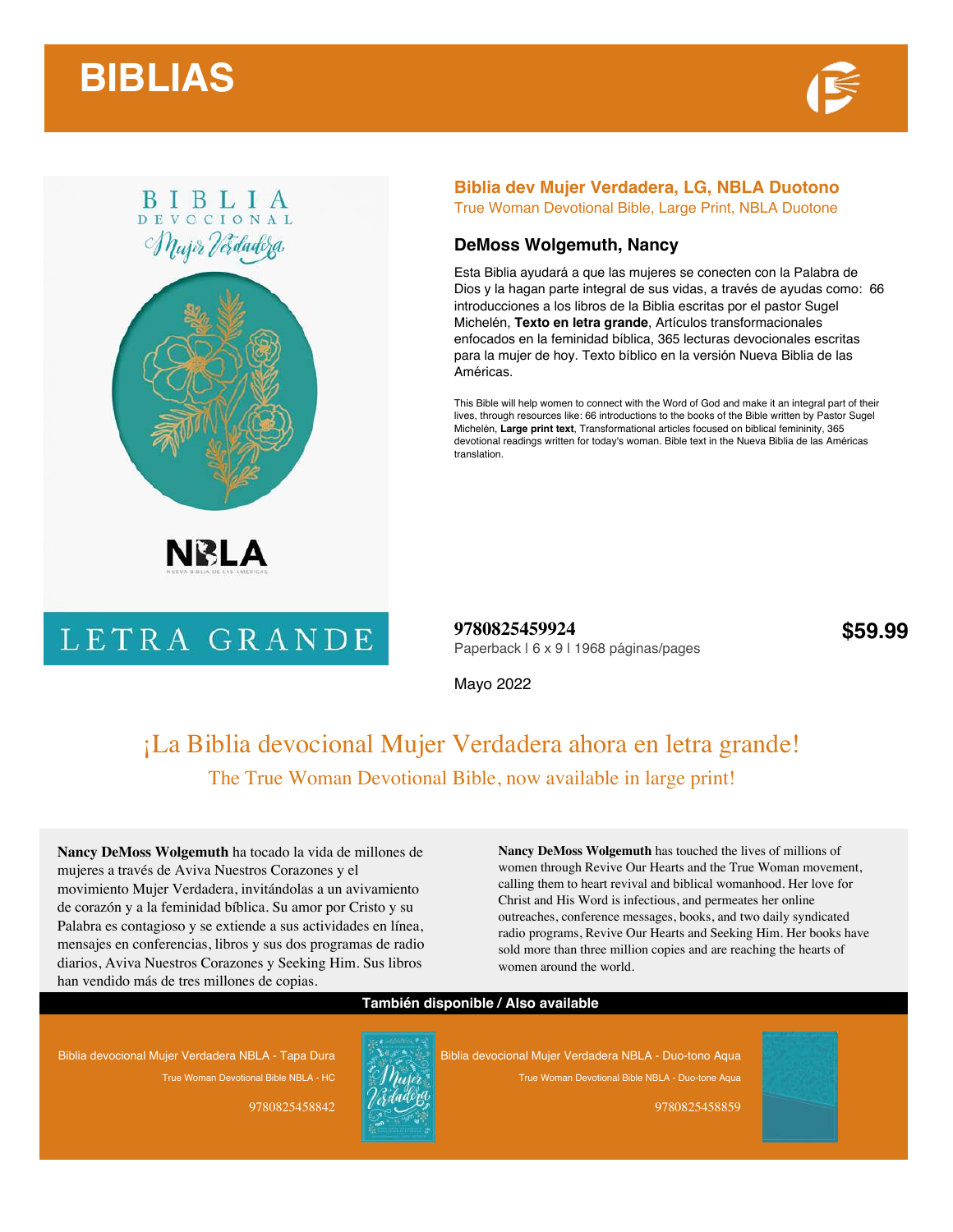# BIBLIAS

## Biblia dev Mujer Verdadera, LG, NBLA Duotono

True Woman Devotional Bible, Large Print, NBLA Duotone

### DeMoss Wolgemuth, Nancy

Esta Biblia ayudará a que las mujeres se conecten con la Palabra de Dios y la hagan parte integral de sus vidas, a través de ayudas como: 66 introducciones a los libros de la Biblia escritas por el pastor Sugel Michelén, **Texto en letra grande**, Artículos transformacionales enfocados en la feminidad bíblica, 365 lecturas devocionales escritas para la mujer de hoy. Texto bíblico en la versión Nueva Biblia de las Américas.

This Bible will help women to connect with the Word of God and make it an integral part of their lives, through resources like: 66 introductions to the books of the Bible written by Pastor Sugel Michelén, **Large print text**, Transformational articles focused on biblical femininity, 365 devotional readings written for today's woman. Bible text in the Nueva Biblia de las Américas translation.

**9780825459924**

Paperback | 6 x 9 | 1968 páginas/pages

**$59.99**

Mayo 2022

## ¡La Biblia devocional Mujer Verdadera ahora en letra grande!

The True Woman Devotional Bible, now available in large print!

**Nancy DeMoss Wolgemuth** ha tocado la vida de millones de mujeres a través de Aviva Nuestros Corazones y el movimiento Mujer Verdadera, invitándolas a un avivamiento de corazón y a la feminidad bíblica. Su amor por Cristo y su Palabra es contagioso y se extiende a sus actividades en línea, mensajes en conferencias, libros y sus dos programas de radio diarios, Aviva Nuestros Corazones y Seeking Him. Sus libros han vendido más de tres millones de copias.

**Nancy DeMoss Wolgemuth** has touched the lives of millions of women through Revive Our Hearts and the True Woman movement, calling them to heart revival and biblical womanhood. Her love for Christ and His Word is infectious, and permeates her online outreaches, conference messages, books, and two daily syndicated radio programs, Revive Our Hearts and Seeking Him. Her books have sold more than three million copies and are reaching the hearts of women around the world.

**También disponible / Also available**

Biblia devocional Mujer Verdadera NBLA - Tapa Dura
True Woman Devotional Bible NBLA - HC
9780825458842

Biblia devocional Mujer Verdadera NBLA - Duo-tono Aqua
True Woman Devotional Bible NBLA - Duo-tone Aqua
9780825458859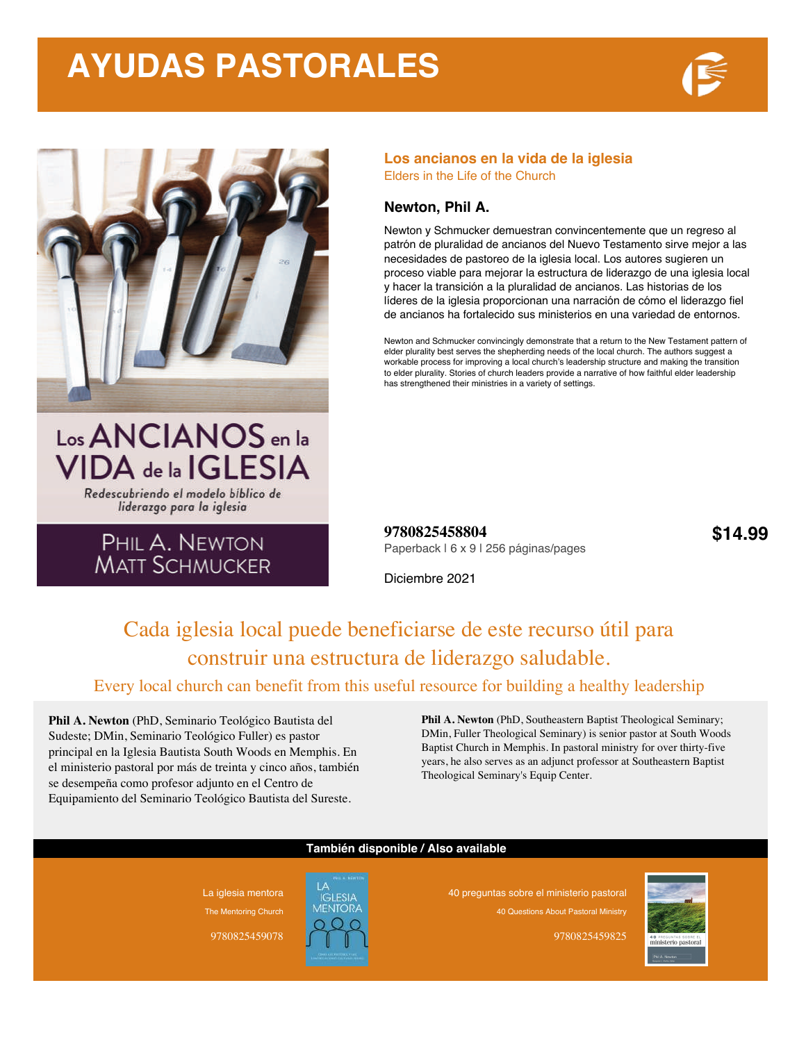# AYUDAS PASTORALES

## Los ancianos en la vida de la iglesia

Elders in the Life of the Church

### Newton, Phil A.

Newton y Schmucker demuestran convincentemente que un regreso al patrón de pluralidad de ancianos del Nuevo Testamento sirve mejor a las necesidades de pastoreo de la iglesia local. Los autores sugieren un proceso viable para mejorar la estructura de liderazgo de una iglesia local y hacer la transición a la pluralidad de ancianos. Las historias de los líderes de la iglesia proporcionan una narración de cómo el liderazgo fiel de ancianos ha fortalecido sus ministerios en una variedad de entornos.

Newton and Schmucker convincingly demonstrate that a return to the New Testament pattern of elder plurality best serves the shepherding needs of the local church. The authors suggest a workable process for improving a local church's leadership structure and making the transition to elder plurality. Stories of church leaders provide a narrative of how faithful elder leadership has strengthened their ministries in a variety of settings.

**9780825458804**

Paperback | 6 x 9 | 256 páginas/pages

**$14.99**

Diciembre 2021

Cada iglesia local puede beneficiarse de este recurso útil para construir una estructura de liderazgo saludable.

Every local church can benefit from this useful resource for building a healthy leadership

**Phil A. Newton** (PhD, Seminario Teológico Bautista del Sudeste; DMin, Seminario Teológico Fuller) es pastor principal en la Iglesia Bautista South Woods en Memphis. En el ministerio pastoral por más de treinta y cinco años, también se desempeña como profesor adjunto en el Centro de Equipamiento del Seminario Teológico Bautista del Sureste.

**Phil A. Newton** (PhD, Southeastern Baptist Theological Seminary; DMin, Fuller Theological Seminary) is senior pastor at South Woods Baptist Church in Memphis. In pastoral ministry for over thirty-five years, he also serves as an adjunct professor at Southeastern Baptist Theological Seminary's Equip Center.

**También disponible / Also available**

La iglesia mentora
The Mentoring Church
9780825459078

40 preguntas sobre el ministerio pastoral
40 Questions About Pastoral Ministry
9780825459825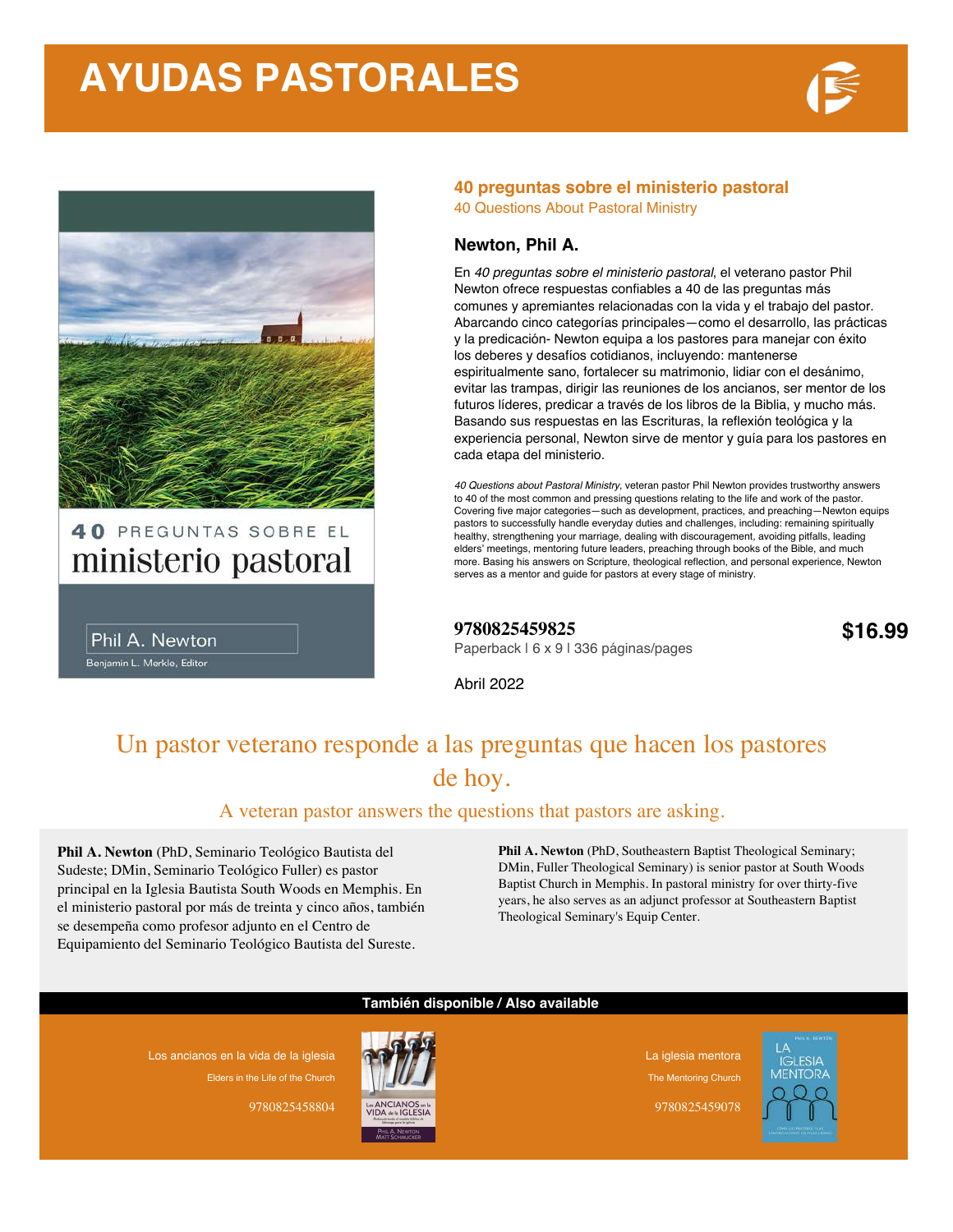# AYUDAS PASTORALES

## 40 preguntas sobre el ministerio pastoral

40 Questions About Pastoral Ministry

**Newton, Phil A.**

En *40 preguntas sobre el ministerio pastoral*, el veterano pastor Phil Newton ofrece respuestas confiables a 40 de las preguntas más comunes y apremiantes relacionadas con la vida y el trabajo del pastor. Abarcando cinco categorías principales—como el desarrollo, las prácticas y la predicación- Newton equipa a los pastores para manejar con éxito los deberes y desafíos cotidianos, incluyendo: mantenerse espiritualmente sano, fortalecer su matrimonio, lidiar con el desánimo, evitar las trampas, dirigir las reuniones de los ancianos, ser mentor de los futuros líderes, predicar a través de los libros de la Biblia, y mucho más. Basando sus respuestas en las Escrituras, la reflexión teológica y la experiencia personal, Newton sirve de mentor y guía para los pastores en cada etapa del ministerio.

*40 Questions about Pastoral Ministry*, veteran pastor Phil Newton provides trustworthy answers to 40 of the most common and pressing questions relating to the life and work of the pastor. Covering five major categories—such as development, practices, and preaching—Newton equips pastors to successfully handle everyday duties and challenges, including: remaining spiritually healthy, strengthening your marriage, dealing with discouragement, avoiding pitfalls, leading elders' meetings, mentoring future leaders, preaching through books of the Bible, and much more. Basing his answers on Scripture, theological reflection, and personal experience, Newton serves as a mentor and guide for pastors at every stage of ministry.

**9780825459825**

Paperback l 6 x 9 l 336 páginas/pages

**$16.99**

Abril 2022

Un pastor veterano responde a las preguntas que hacen los pastores de hoy.

A veteran pastor answers the questions that pastors are asking.

**Phil A. Newton** (PhD, Seminario Teológico Bautista del Sudeste; DMin, Seminario Teológico Fuller) es pastor principal en la Iglesia Bautista South Woods en Memphis. En el ministerio pastoral por más de treinta y cinco años, también se desempeña como profesor adjunto en el Centro de Equipamiento del Seminario Teológico Bautista del Sureste.

**Phil A. Newton** (PhD, Southeastern Baptist Theological Seminary; DMin, Fuller Theological Seminary) is senior pastor at South Woods Baptist Church in Memphis. In pastoral ministry for over thirty-five years, he also serves as an adjunct professor at Southeastern Baptist Theological Seminary's Equip Center.

**También disponible / Also available**

Los ancianos en la vida de la iglesia
Elders in the Life of the Church
9780825458804

La iglesia mentora
The Mentoring Church
9780825459078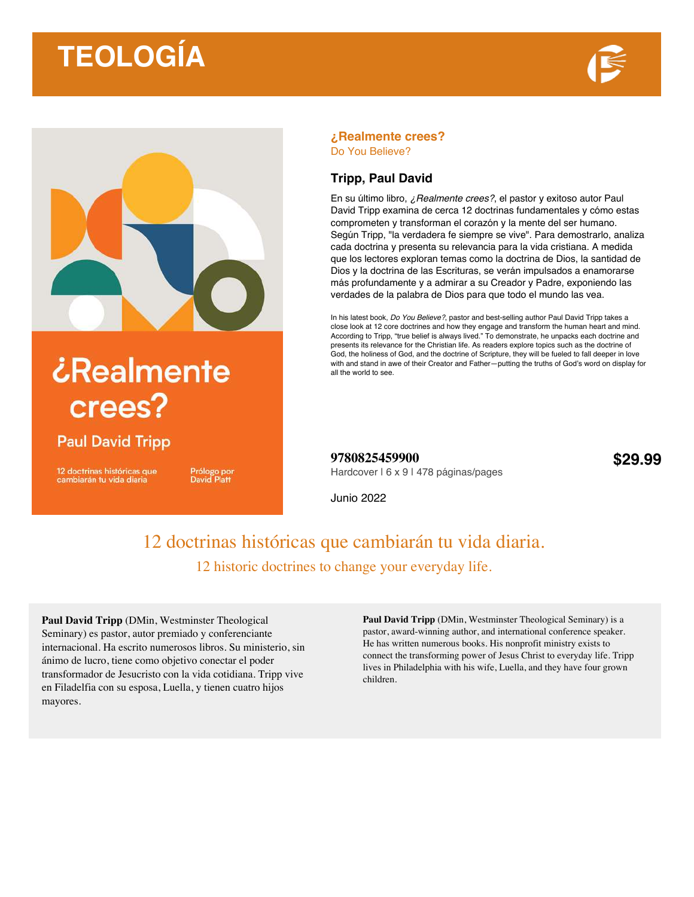# TEOLOGÍA

## ¿Realmente crees?

Do You Believe?

### Tripp, Paul David

En su último libro, *¿Realmente crees?*, el pastor y exitoso autor Paul David Tripp examina de cerca 12 doctrinas fundamentales y cómo estas comprometen y transforman el corazón y la mente del ser humano. Según Tripp, "la verdadera fe siempre se vive". Para demostrarlo, analiza cada doctrina y presenta su relevancia para la vida cristiana. A medida que los lectores exploran temas como la doctrina de Dios, la santidad de Dios y la doctrina de las Escrituras, se verán impulsados a enamorarse más profundamente y a admirar a su Creador y Padre, exponiendo las verdades de la palabra de Dios para que todo el mundo las vea.

In his latest book, *Do You Believe?*, pastor and best-selling author Paul David Tripp takes a close look at 12 core doctrines and how they engage and transform the human heart and mind. According to Tripp, "true belief is always lived." To demonstrate, he unpacks each doctrine and presents its relevance for the Christian life. As readers explore topics such as the doctrine of God, the holiness of God, and the doctrine of Scripture, they will be fueled to fall deeper in love with and stand in awe of their Creator and Father—putting the truths of God's word on display for all the world to see.

**9780825459900**

Hardcover | 6 x 9 | 478 páginas/pages

**$29.99**

Junio 2022

12 doctrinas históricas que cambiarán tu vida diaria.

12 historic doctrines to change your everyday life.

**Paul David Tripp** (DMin, Westminster Theological Seminary) es pastor, autor premiado y conferenciante internacional. Ha escrito numerosos libros. Su ministerio, sin ánimo de lucro, tiene como objetivo conectar el poder transformador de Jesucristo con la vida cotidiana. Tripp vive en Filadelfia con su esposa, Luella, y tienen cuatro hijos mayores.

**Paul David Tripp** (DMin, Westminster Theological Seminary) is a pastor, award-winning author, and international conference speaker. He has written numerous books. His nonprofit ministry exists to connect the transforming power of Jesus Christ to everyday life. Tripp lives in Philadelphia with his wife, Luella, and they have four grown children.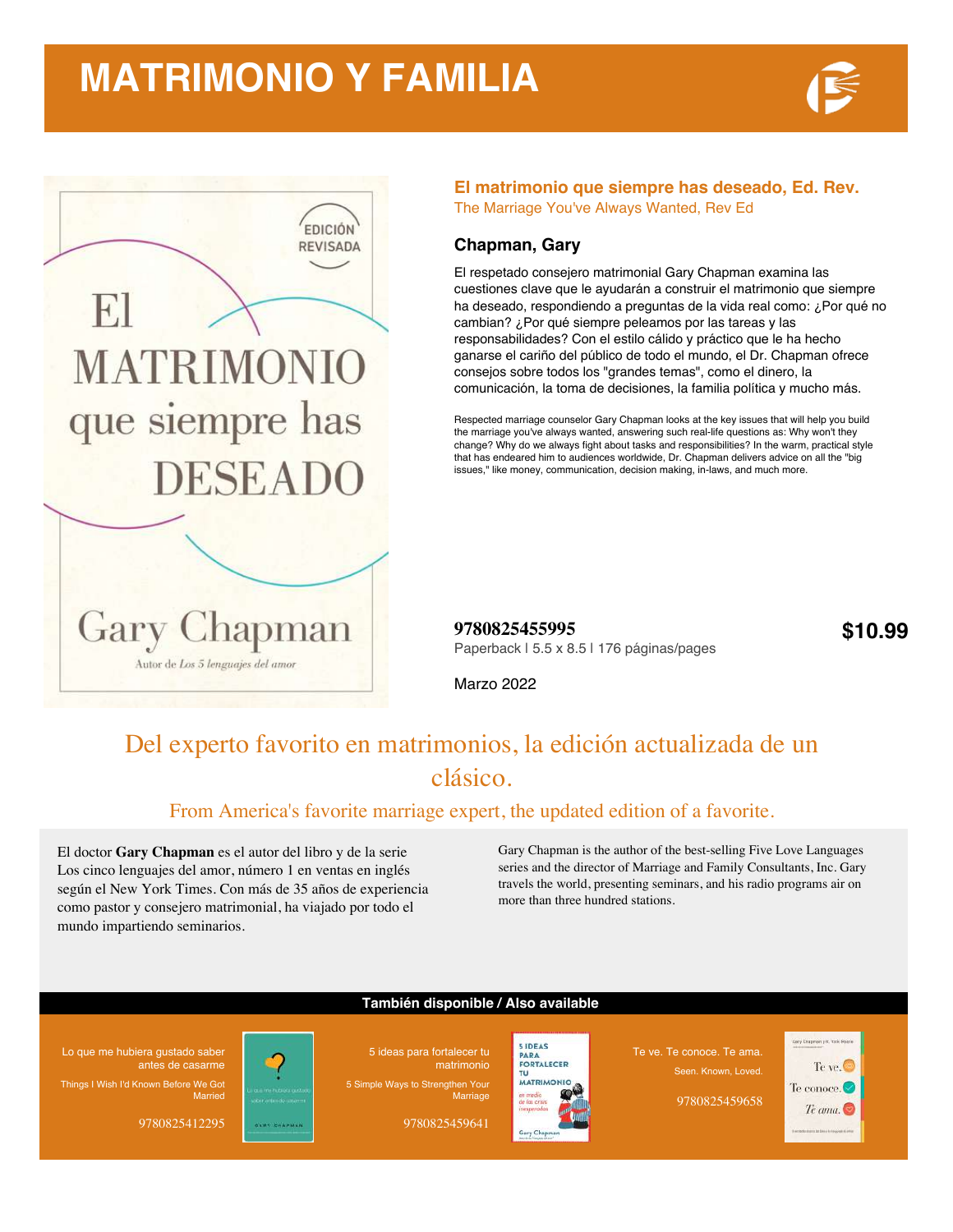# MATRIMONIO Y FAMILIA

## El matrimonio que siempre has deseado, Ed. Rev.

The Marriage You've Always Wanted, Rev Ed

### Chapman, Gary

El respetado consejero matrimonial Gary Chapman examina las cuestiones clave que le ayudarán a construir el matrimonio que siempre ha deseado, respondiendo a preguntas de la vida real como: ¿Por qué no cambian? ¿Por qué siempre peleamos por las tareas y las responsabilidades? Con el estilo cálido y práctico que le ha hecho ganarse el cariño del público de todo el mundo, el Dr. Chapman ofrece consejos sobre todos los "grandes temas", como el dinero, la comunicación, la toma de decisiones, la familia política y mucho más.

Respected marriage counselor Gary Chapman looks at the key issues that will help you build the marriage you've always wanted, answering such real-life questions as: Why won't they change? Why do we always fight about tasks and responsibilities? In the warm, practical style that has endeared him to audiences worldwide, Dr. Chapman delivers advice on all the "big issues," like money, communication, decision making, in-laws, and much more.

**9780825455995**

Paperback | 5.5 x 8.5 | 176 páginas/pages

**$10.99**

Marzo 2022

Del experto favorito en matrimonios, la edición actualizada de un clásico.

From America's favorite marriage expert, the updated edition of a favorite.

El doctor **Gary Chapman** es el autor del libro y de la serie Los cinco lenguajes del amor, número 1 en ventas en inglés según el New York Times. Con más de 35 años de experiencia como pastor y consejero matrimonial, ha viajado por todo el mundo impartiendo seminarios.

Gary Chapman is the author of the best-selling Five Love Languages series and the director of Marriage and Family Consultants, Inc. Gary travels the world, presenting seminars, and his radio programs air on more than three hundred stations.

**También disponible / Also available**

Lo que me hubiera gustado saber antes de casarme
Things I Wish I'd Known Before We Got Married
9780825412295

5 ideas para fortalecer tu matrimonio
5 Simple Ways to Strengthen Your Marriage
9780825459641

Te ve. Te conoce. Te ama.
Seen. Known, Loved.
9780825459658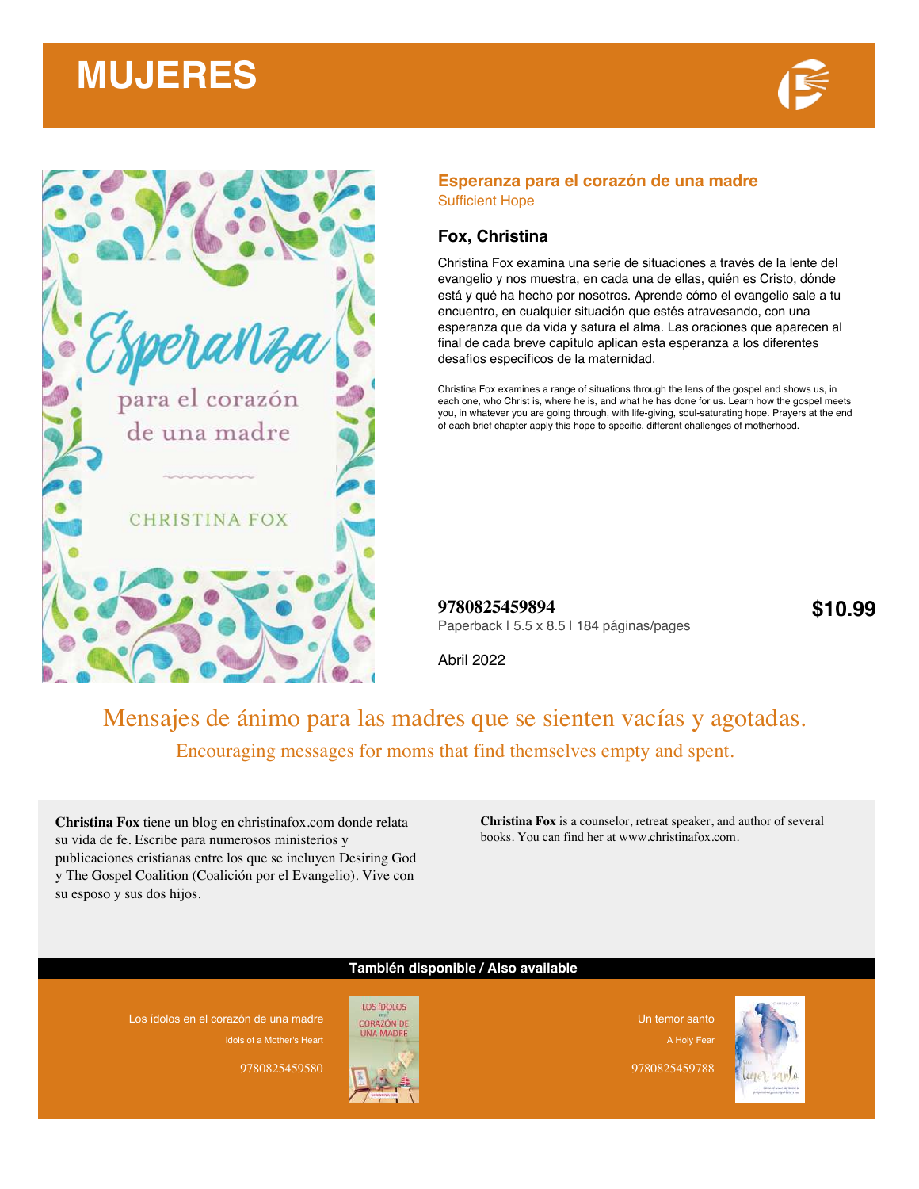# MUJERES

## Esperanza para el corazón de una madre

Sufficient Hope

### Fox, Christina

Christina Fox examina una serie de situaciones a través de la lente del evangelio y nos muestra, en cada una de ellas, quién es Cristo, dónde está y qué ha hecho por nosotros. Aprende cómo el evangelio sale a tu encuentro, en cualquier situación que estés atravesando, con una esperanza que da vida y satura el alma. Las oraciones que aparecen al final de cada breve capítulo aplican esta esperanza a los diferentes desafíos específicos de la maternidad.

Christina Fox examines a range of situations through the lens of the gospel and shows us, in each one, who Christ is, where he is, and what he has done for us. Learn how the gospel meets you, in whatever you are going through, with life-giving, soul-saturating hope. Prayers at the end of each brief chapter apply this hope to specific, different challenges of motherhood.

**9780825459894**

Paperback | 5.5 x 8.5 | 184 páginas/pages

**$10.99**

Abril 2022

Mensajes de ánimo para las madres que se sienten vacías y agotadas.

Encouraging messages for moms that find themselves empty and spent.

**Christina Fox** tiene un blog en christinafox.com donde relata su vida de fe. Escribe para numerosos ministerios y publicaciones cristianas entre los que se incluyen Desiring God y The Gospel Coalition (Coalición por el Evangelio). Vive con su esposo y sus dos hijos.

**Christina Fox** is a counselor, retreat speaker, and author of several books. You can find her at www.christinafox.com.

**También disponible / Also available**

Los ídolos en el corazón de una madre
Idols of a Mother's Heart
9780825459580

Un temor santo
A Holy Fear
9780825459788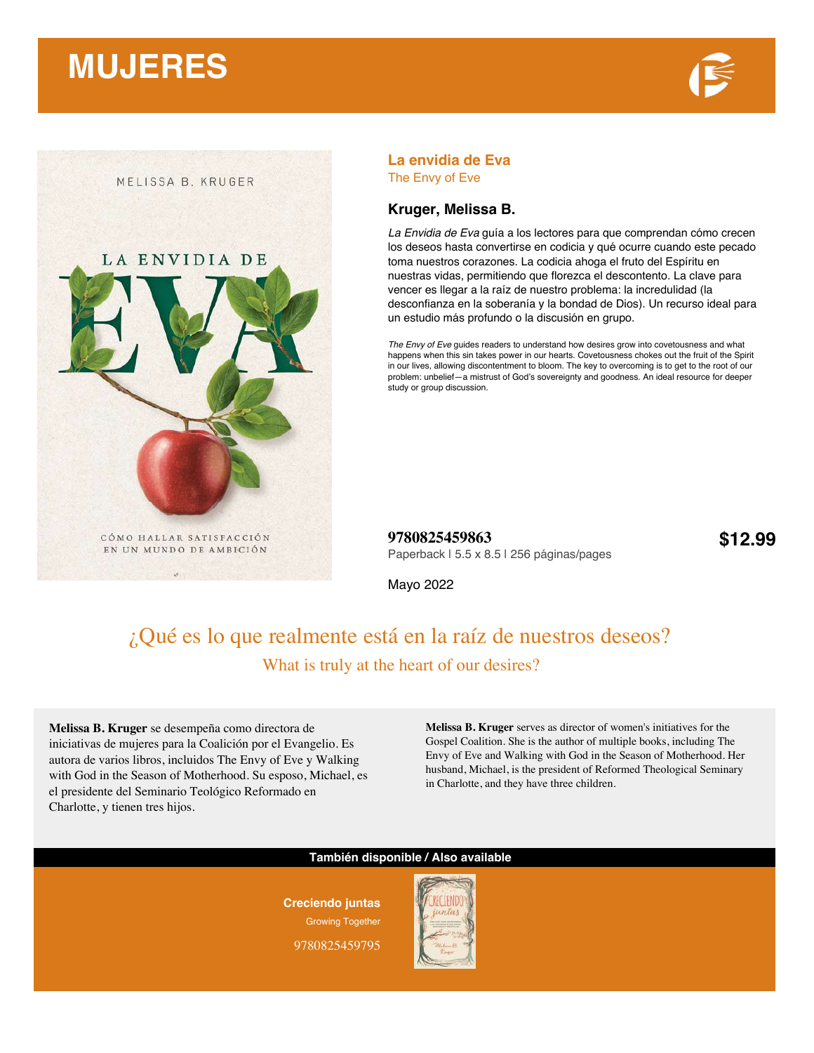# MUJERES

## La envidia de Eva
The Envy of Eve

### Kruger, Melissa B.

*La Envidia de Eva* guía a los lectores para que comprendan cómo crecen los deseos hasta convertirse en codicia y qué ocurre cuando este pecado toma nuestros corazones. La codicia ahoga el fruto del Espíritu en nuestras vidas, permitiendo que florezca el descontento. La clave para vencer es llegar a la raíz de nuestro problema: la incredulidad (la desconfianza en la soberanía y la bondad de Dios). Un recurso ideal para un estudio más profundo o la discusión en grupo.

*The Envy of Eve* guides readers to understand how desires grow into covetousness and what happens when this sin takes power in our hearts. Covetousness chokes out the fruit of the Spirit in our lives, allowing discontentment to bloom. The key to overcoming is to get to the root of our problem: unbelief—a mistrust of God's sovereignty and goodness. An ideal resource for deeper study or group discussion.

**9780825459863**
Paperback l 5.5 x 8.5 l 256 páginas/pages

**$12.99**

Mayo 2022

## ¿Qué es lo que realmente está en la raíz de nuestros deseos?

What is truly at the heart of our desires?

**Melissa B. Kruger** se desempeña como directora de iniciativas de mujeres para la Coalición por el Evangelio. Es autora de varios libros, incluidos The Envy of Eve y Walking with God in the Season of Motherhood. Su esposo, Michael, es el presidente del Seminario Teológico Reformado en Charlotte, y tienen tres hijos.

**Melissa B. Kruger** serves as director of women's initiatives for the Gospel Coalition. She is the author of multiple books, including The Envy of Eve and Walking with God in the Season of Motherhood. Her husband, Michael, is the president of Reformed Theological Seminary in Charlotte, and they have three children.

**También disponible / Also available**

**Creciendo juntas**
Growing Together
9780825459795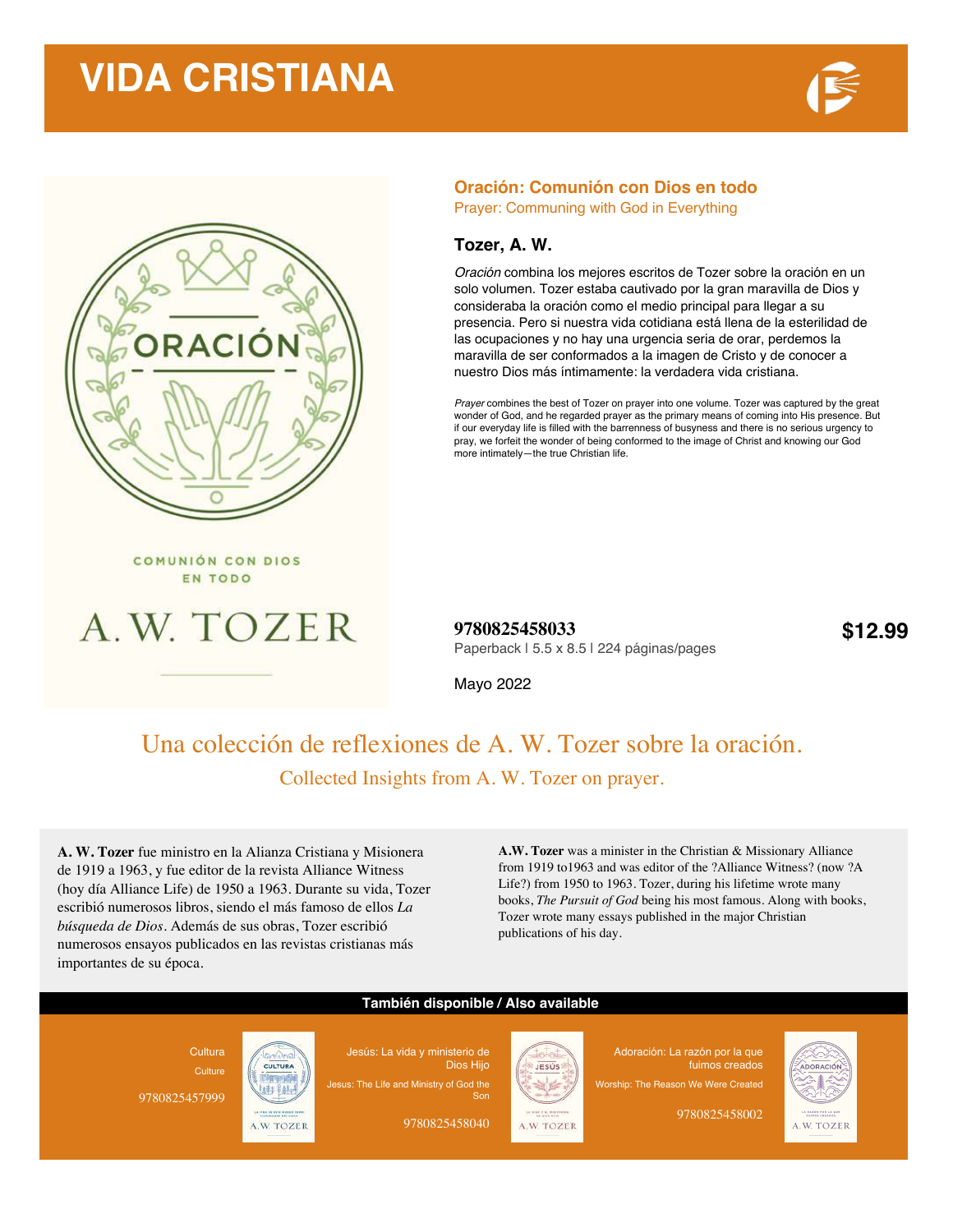# VIDA CRISTIANA

## Oración: Comunión con Dios en todo

Prayer: Communing with God in Everything

### Tozer, A. W.

*Oración* combina los mejores escritos de Tozer sobre la oración en un solo volumen. Tozer estaba cautivado por la gran maravilla de Dios y consideraba la oración como el medio principal para llegar a su presencia. Pero si nuestra vida cotidiana está llena de la esterilidad de las ocupaciones y no hay una urgencia seria de orar, perdemos la maravilla de ser conformados a la imagen de Cristo y de conocer a nuestro Dios más íntimamente: la verdadera vida cristiana.

*Prayer* combines the best of Tozer on prayer into one volume. Tozer was captured by the great wonder of God, and he regarded prayer as the primary means of coming into His presence. But if our everyday life is filled with the barrenness of busyness and there is no serious urgency to pray, we forfeit the wonder of being conformed to the image of Christ and knowing our God more intimately—the true Christian life.

**9780825458033**

Paperback | 5.5 x 8.5 | 224 páginas/pages

**$12.99**

Mayo 2022

## Una colección de reflexiones de A. W. Tozer sobre la oración.

Collected Insights from A. W. Tozer on prayer.

**A. W. Tozer** fue ministro en la Alianza Cristiana y Misionera de 1919 a 1963, y fue editor de la revista Alliance Witness (hoy día Alliance Life) de 1950 a 1963. Durante su vida, Tozer escribió numerosos libros, siendo el más famoso de ellos *La búsqueda de Dios*. Además de sus obras, Tozer escribió numerosos ensayos publicados en las revistas cristianas más importantes de su época.

**A.W. Tozer** was a minister in the Christian & Missionary Alliance from 1919 to1963 and was editor of the ?Alliance Witness? (now ?A Life?) from 1950 to 1963. Tozer, during his lifetime wrote many books, *The Pursuit of God* being his most famous. Along with books, Tozer wrote many essays published in the major Christian publications of his day.

### También disponible / Also available

Cultura
Culture
9780825457999

Jesús: La vida y ministerio de Dios Hijo
Jesus: The Life and Ministry of God the Son
9780825458040

Adoración: La razón por la que fuimos creados
Worship: The Reason We Were Created
9780825458002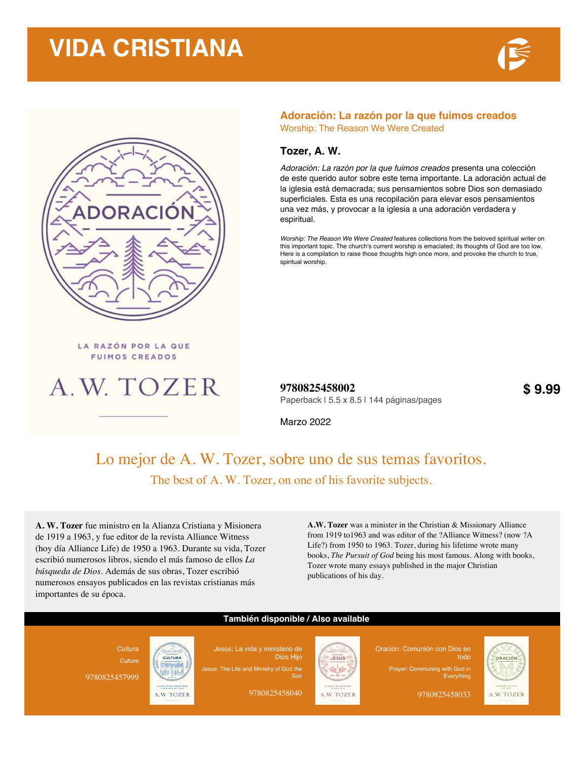# VIDA CRISTIANA

## Adoración: La razón por la que fuimos creados

Worship: The Reason We Were Created

### Tozer, A. W.

*Adoración: La razón por la que fuimos creados* presenta una colección de este querido autor sobre este tema importante. La adoración actual de la iglesia está demacrada; sus pensamientos sobre Dios son demasiado superficiales. Esta es una recopilación para elevar esos pensamientos una vez más, y provocar a la iglesia a una adoración verdadera y espiritual.

*Worship: The Reason We Were Created* features collections from the beloved spiritual writer on this important topic. The church's current worship is emaciated; its thoughts of God are too low. Here is a compilation to raise those thoughts high once more, and provoke the church to true, spiritual worship.

**9780825458002**

Paperback | 5.5 x 8.5 | 144 páginas/pages

**$ 9.99**

Marzo 2022

Lo mejor de A. W. Tozer, sobre uno de sus temas favoritos.

The best of A. W. Tozer, on one of his favorite subjects.

**A. W. Tozer** fue ministro en la Alianza Cristiana y Misionera de 1919 a 1963, y fue editor de la revista Alliance Witness (hoy día Alliance Life) de 1950 a 1963. Durante su vida, Tozer escribió numerosos libros, siendo el más famoso de ellos *La búsqueda de Dios*. Además de sus obras, Tozer escribió numerosos ensayos publicados en las revistas cristianas más importantes de su época.

**A.W. Tozer** was a minister in the Christian & Missionary Alliance from 1919 to1963 and was editor of the ?Alliance Witness? (now ?A Life?) from 1950 to 1963. Tozer, during his lifetime wrote many books, *The Pursuit of God* being his most famous. Along with books, Tozer wrote many essays published in the major Christian publications of his day.

**También disponible / Also available**

Cultura
Culture
9780825457999

Jesús: La vida y ministerio de Dios Hijo
Jesus: The Life and Ministry of God the Son
9780825458040

Oración: Comunión con Dios en todo
Prayer: Communing with God in Everything
9780825458033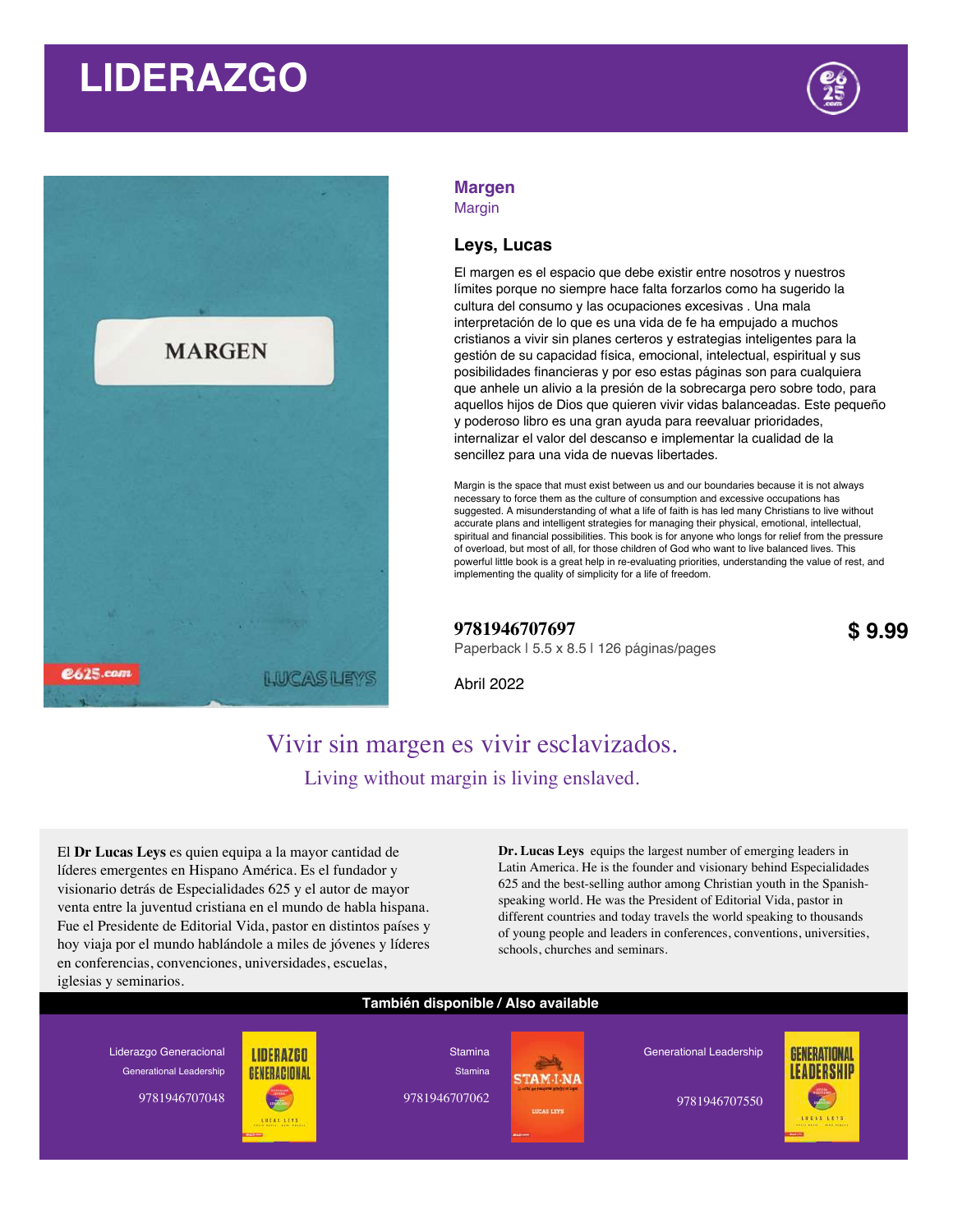# LIDERAZGO

## Margen
Margin

### Leys, Lucas

El margen es el espacio que debe existir entre nosotros y nuestros límites porque no siempre hace falta forzarlos como ha sugerido la cultura del consumo y las ocupaciones excesivas . Una mala interpretación de lo que es una vida de fe ha empujado a muchos cristianos a vivir sin planes certeros y estrategias inteligentes para la gestión de su capacidad física, emocional, intelectual, espiritual y sus posibilidades financieras y por eso estas páginas son para cualquiera que anhele un alivio a la presión de la sobrecarga pero sobre todo, para aquellos hijos de Dios que quieren vivir vidas balanceadas. Este pequeño y poderoso libro es una gran ayuda para reevaluar prioridades, internalizar el valor del descanso e implementar la cualidad de la sencillez para una vida de nuevas libertades.

Margin is the space that must exist between us and our boundaries because it is not always necessary to force them as the culture of consumption and excessive occupations has suggested. A misunderstanding of what a life of faith is has led many Christians to live without accurate plans and intelligent strategies for managing their physical, emotional, intellectual, spiritual and financial possibilities. This book is for anyone who longs for relief from the pressure of overload, but most of all, for those children of God who want to live balanced lives. This powerful little book is a great help in re-evaluating priorities, understanding the value of rest, and implementing the quality of simplicity for a life of freedom.

**9781946707697**
Paperback I 5.5 x 8.5 I 126 páginas/pages

**$ 9.99**

Abril 2022

Vivir sin margen es vivir esclavizados.
Living without margin is living enslaved.

El **Dr Lucas Leys** es quien equipa a la mayor cantidad de líderes emergentes en Hispano América. Es el fundador y visionario detrás de Especialidades 625 y el autor de mayor venta entre la juventud cristiana en el mundo de habla hispana. Fue el Presidente de Editorial Vida, pastor en distintos países y hoy viaja por el mundo hablándole a miles de jóvenes y líderes en conferencias, convenciones, universidades, escuelas, iglesias y seminarios.

**Dr. Lucas Leys** equips the largest number of emerging leaders in Latin America. He is the founder and visionary behind Especialidades 625 and the best-selling author among Christian youth in the Spanish-speaking world. He was the President of Editorial Vida, pastor in different countries and today travels the world speaking to thousands of young people and leaders in conferences, conventions, universities, schools, churches and seminars.

**También disponible / Also available**

Liderazgo Generacional
Generational Leadership
9781946707048

Stamina
Stamina
9781946707062

Generational Leadership
9781946707550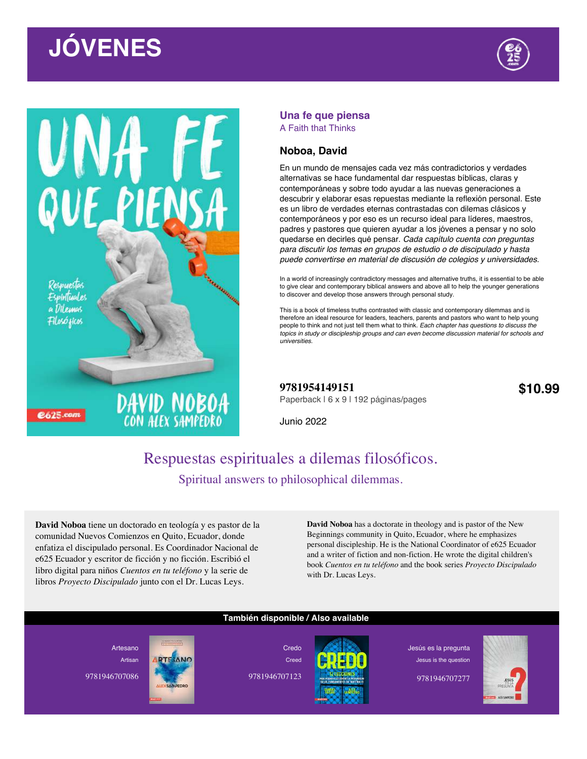# JÓVENES

## Una fe que piensa

A Faith that Thinks

### Noboa, David

En un mundo de mensajes cada vez más contradictorios y verdades alternativas se hace fundamental dar respuestas bíblicas, claras y contemporáneas y sobre todo ayudar a las nuevas generaciones a descubrir y elaborar esas repuestas mediante la reflexión personal. Este es un libro de verdades eternas contrastadas con dilemas clásicos y contemporáneos y por eso es un recurso ideal para líderes, maestros, padres y pastores que quieren ayudar a los jóvenes a pensar y no solo quedarse en decirles qué pensar. *Cada capítulo cuenta con preguntas para discutir los temas en grupos de estudio o de discipulado y hasta puede convertirse en material de discusión de colegios y universidades.*

In a world of increasingly contradictory messages and alternative truths, it is essential to be able to give clear and contemporary biblical answers and above all to help the younger generations to discover and develop those answers through personal study.

This is a book of timeless truths contrasted with classic and contemporary dilemmas and is therefore an ideal resource for leaders, teachers, parents and pastors who want to help young people to think and not just tell them what to think. *Each chapter has questions to discuss the topics in study or discipleship groups and can even become discussion material for schools and universities.*

**9781954149151**
Paperback | 6 x 9 | 192 páginas/pages

**$10.99**

Junio 2022

## Respuestas espirituales a dilemas filosóficos.

Spiritual answers to philosophical dilemmas.

**David Noboa** tiene un doctorado en teología y es pastor de la comunidad Nuevos Comienzos en Quito, Ecuador, donde enfatiza el discipulado personal. Es Coordinador Nacional de e625 Ecuador y escritor de ficción y no ficción. Escribió el libro digital para niños *Cuentos en tu teléfono* y la serie de libros *Proyecto Discipulado* junto con el Dr. Lucas Leys.

**David Noboa** has a doctorate in theology and is pastor of the New Beginnings community in Quito, Ecuador, where he emphasizes personal discipleship. He is the National Coordinator of e625 Ecuador and a writer of fiction and non-fiction. He wrote the digital children's book *Cuentos en tu teléfono* and the book series *Proyecto Discipulado* with Dr. Lucas Leys.

**También disponible / Also available**

Artesano
Artisan
9781946707086

Credo
Creed
9781946707123

Jesús es la pregunta
Jesus is the question
9781946707277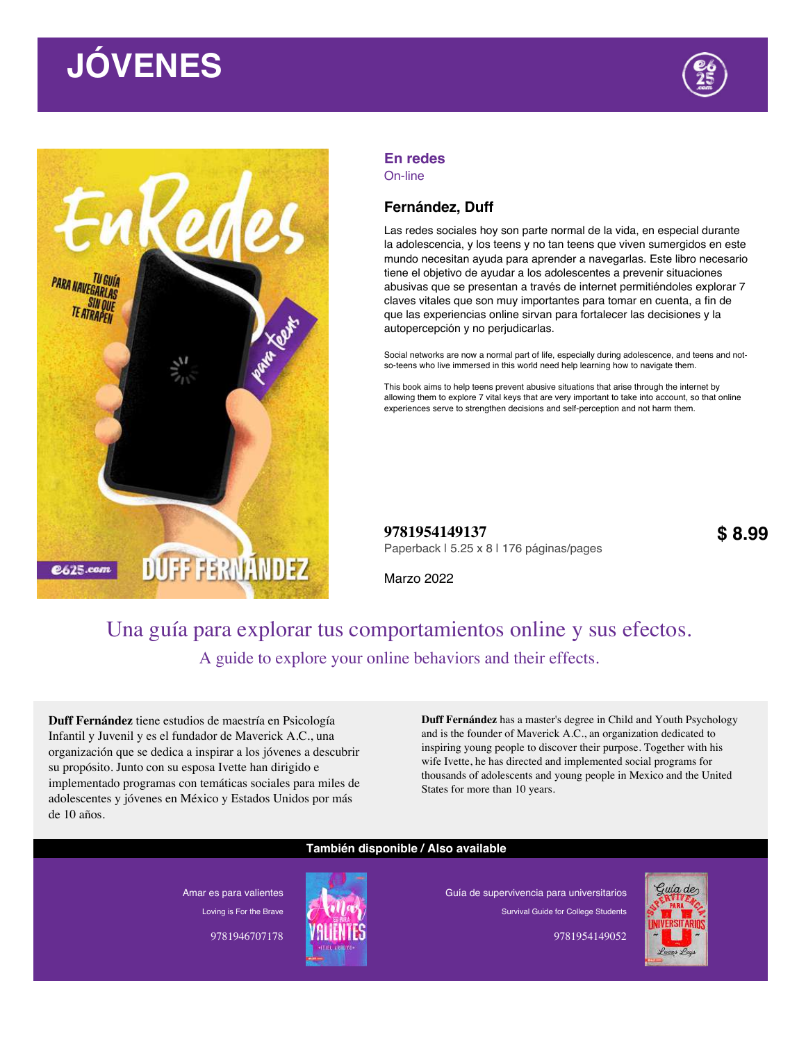# JÓVENES

## En redes

On-line

### Fernández, Duff

Las redes sociales hoy son parte normal de la vida, en especial durante la adolescencia, y los teens y no tan teens que viven sumergidos en este mundo necesitan ayuda para aprender a navegarlas. Este libro necesario tiene el objetivo de ayudar a los adolescentes a prevenir situaciones abusivas que se presentan a través de internet permitiéndoles explorar 7 claves vitales que son muy importantes para tomar en cuenta, a fin de que las experiencias online sirvan para fortalecer las decisiones y la autopercepción y no perjudicarlas.

Social networks are now a normal part of life, especially during adolescence, and teens and not-so-teens who live immersed in this world need help learning how to navigate them.

This book aims to help teens prevent abusive situations that arise through the internet by allowing them to explore 7 vital keys that are very important to take into account, so that online experiences serve to strengthen decisions and self-perception and not harm them.

**9781954149137**

Paperback | 5.25 x 8 | 176 páginas/pages

**$ 8.99**

Marzo 2022

Una guía para explorar tus comportamientos online y sus efectos.

A guide to explore your online behaviors and their effects.

**Duff Fernández** tiene estudios de maestría en Psicología Infantil y Juvenil y es el fundador de Maverick A.C., una organización que se dedica a inspirar a los jóvenes a descubrir su propósito. Junto con su esposa Ivette han dirigido e implementado programas con temáticas sociales para miles de adolescentes y jóvenes en México y Estados Unidos por más de 10 años.

**Duff Fernández** has a master's degree in Child and Youth Psychology and is the founder of Maverick A.C., an organization dedicated to inspiring young people to discover their purpose. Together with his wife Ivette, he has directed and implemented social programs for thousands of adolescents and young people in Mexico and the United States for more than 10 years.

**También disponible / Also available**

Amar es para valientes
Loving is For the Brave
9781946707178

Guía de supervivencia para universitarios
Survival Guide for College Students
9781954149052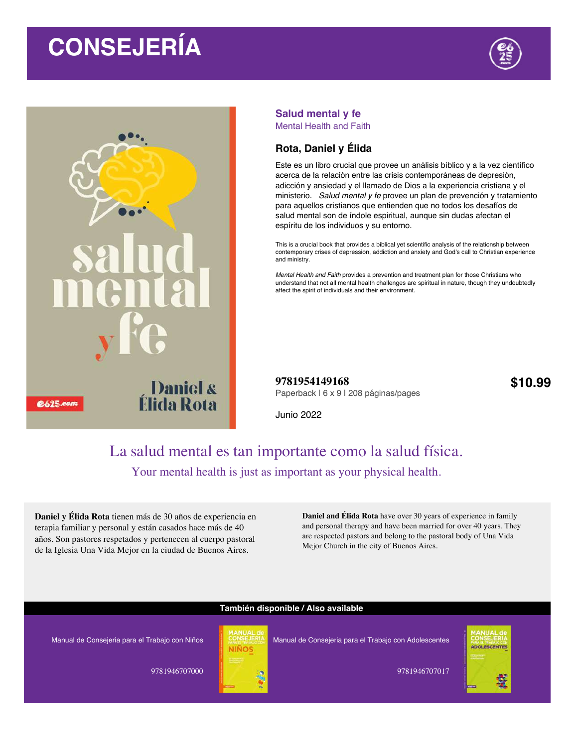# CONSEJERÍA

## Salud mental y fe

Mental Health and Faith

### Rota, Daniel y Élida

Este es un libro crucial que provee un análisis bíblico y a la vez científico acerca de la relación entre las crisis contemporáneas de depresión, adicción y ansiedad y el llamado de Dios a la experiencia cristiana y el ministerio. *Salud mental y fe* provee un plan de prevención y tratamiento para aquellos cristianos que entienden que no todos los desafíos de salud mental son de índole espiritual, aunque sin dudas afectan el espíritu de los individuos y su entorno.

This is a crucial book that provides a biblical yet scientific analysis of the relationship between contemporary crises of depression, addiction and anxiety and God's call to Christian experience and ministry.

*Mental Health and Faith* provides a prevention and treatment plan for those Christians who understand that not all mental health challenges are spiritual in nature, though they undoubtedly affect the spirit of individuals and their environment.

**9781954149168**

Paperback | 6 x 9 | 208 páginas/pages

**$10.99**

Junio 2022

La salud mental es tan importante como la salud física.

Your mental health is just as important as your physical health.

**Daniel y Élida Rota** tienen más de 30 años de experiencia en terapia familiar y personal y están casados hace más de 40 años. Son pastores respetados y pertenecen al cuerpo pastoral de la Iglesia Una Vida Mejor en la ciudad de Buenos Aires.

**Daniel and Élida Rota** have over 30 years of experience in family and personal therapy and have been married for over 40 years. They are respected pastors and belong to the pastoral body of Una Vida Mejor Church in the city of Buenos Aires.

**También disponible / Also available**

Manual de Consejeria para el Trabajo con Niños

9781946707000

Manual de Consejeria para el Trabajo con Adolescentes

9781946707017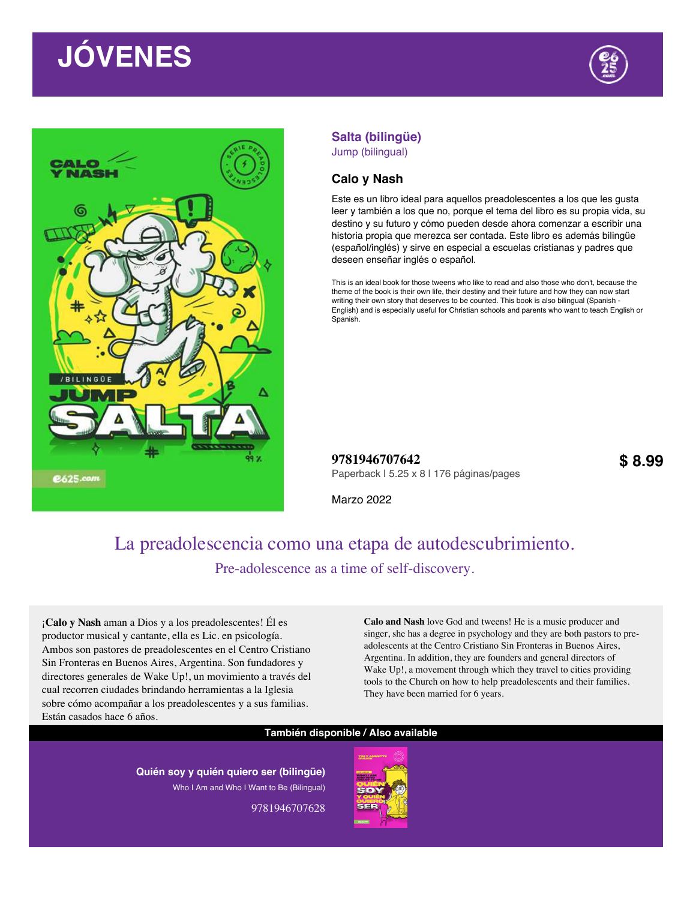# JÓVENES

## Salta (bilingüe)

Jump (bilingual)

### Calo y Nash

Este es un libro ideal para aquellos preadolescentes a los que les gusta leer y también a los que no, porque el tema del libro es su propia vida, su destino y su futuro y cómo pueden desde ahora comenzar a escribir una historia propia que merezca ser contada. Este libro es además bilingüe (español/inglés) y sirve en especial a escuelas cristianas y padres que deseen enseñar inglés o español.

This is an ideal book for those tweens who like to read and also those who don't, because the theme of the book is their own life, their destiny and their future and how they can now start writing their own story that deserves to be counted. This book is also bilingual (Spanish - English) and is especially useful for Christian schools and parents who want to teach English or Spanish.

**9781946707642**

Paperback | 5.25 x 8 | 176 páginas/pages

**$ 8.99**

Marzo 2022

## La preadolescencia como una etapa de autodescubrimiento.

Pre-adolescence as a time of self-discovery.

¡**Calo y Nash** aman a Dios y a los preadolescentes! Él es productor musical y cantante, ella es Lic. en psicología. Ambos son pastores de preadolescentes en el Centro Cristiano Sin Fronteras en Buenos Aires, Argentina. Son fundadores y directores generales de Wake Up!, un movimiento a través del cual recorren ciudades brindando herramientas a la Iglesia sobre cómo acompañar a los preadolescentes y a sus familias. Están casados hace 6 años.

**Calo and Nash** love God and tweens! He is a music producer and singer, she has a degree in psychology and they are both pastors to pre-adolescents at the Centro Cristiano Sin Fronteras in Buenos Aires, Argentina. In addition, they are founders and general directors of Wake Up!, a movement through which they travel to cities providing tools to the Church on how to help preadolescents and their families. They have been married for 6 years.

**También disponible / Also available**

**Quién soy y quién quiero ser (bilingüe)**

Who I Am and Who I Want to Be (Bilingual)

9781946707628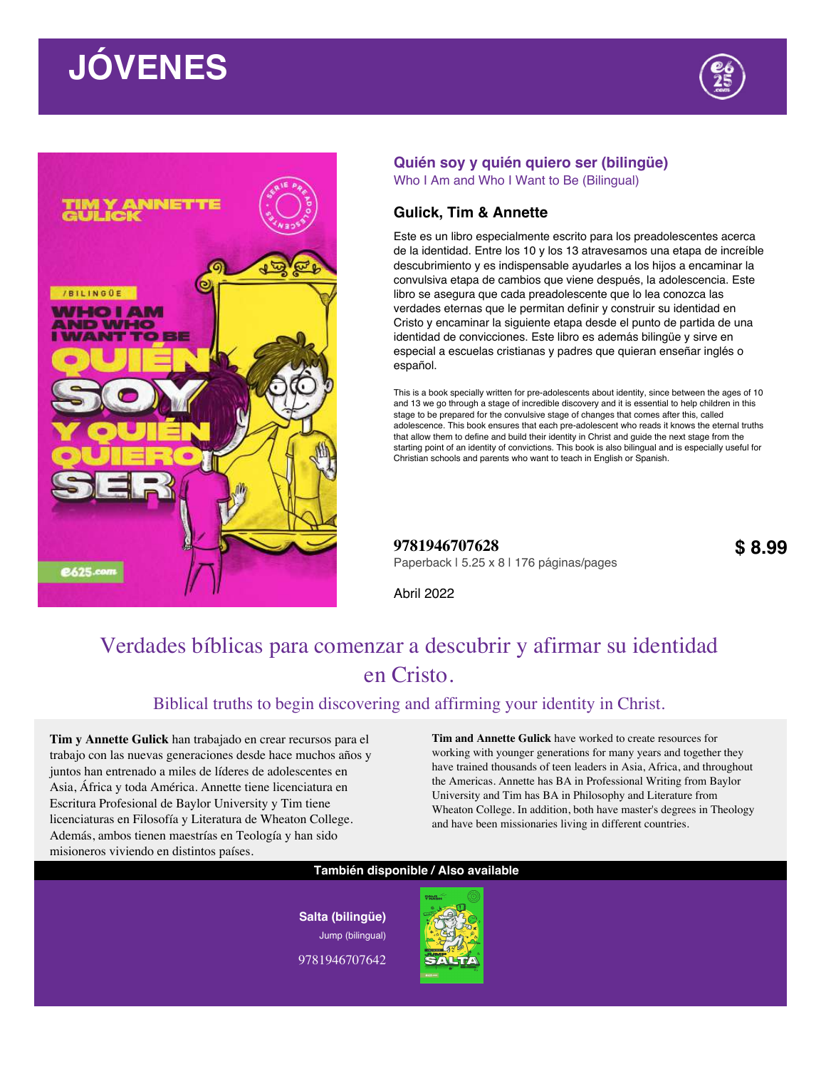# JÓVENES

## Quién soy y quién quiero ser (bilingüe)

Who I Am and Who I Want to Be (Bilingual)

### Gulick, Tim & Annette

Este es un libro especialmente escrito para los preadolescentes acerca de la identidad. Entre los 10 y los 13 atravesamos una etapa de increíble descubrimiento y es indispensable ayudarles a los hijos a encaminar la convulsiva etapa de cambios que viene después, la adolescencia. Este libro se asegura que cada preadolescente que lo lea conozca las verdades eternas que le permitan definir y construir su identidad en Cristo y encaminar la siguiente etapa desde el punto de partida de una identidad de convicciones. Este libro es además bilingüe y sirve en especial a escuelas cristianas y padres que quieran enseñar inglés o español.

This is a book specially written for pre-adolescents about identity, since between the ages of 10 and 13 we go through a stage of incredible discovery and it is essential to help children in this stage to be prepared for the convulsive stage of changes that comes after this, called adolescence. This book ensures that each pre-adolescent who reads it knows the eternal truths that allow them to define and build their identity in Christ and guide the next stage from the starting point of an identity of convictions. This book is also bilingual and is especially useful for Christian schools and parents who want to teach in English or Spanish.

**9781946707628**

Paperback | 5.25 x 8 | 176 páginas/pages

**$ 8.99**

Abril 2022

Verdades bíblicas para comenzar a descubrir y afirmar su identidad en Cristo.

Biblical truths to begin discovering and affirming your identity in Christ.

**Tim y Annette Gulick** han trabajado en crear recursos para el trabajo con las nuevas generaciones desde hace muchos años y juntos han entrenado a miles de líderes de adolescentes en Asia, África y toda América. Annette tiene licenciatura en Escritura Profesional de Baylor University y Tim tiene licenciaturas en Filosofía y Literatura de Wheaton College. Además, ambos tienen maestrías en Teología y han sido misioneros viviendo en distintos países.

**Tim and Annette Gulick** have worked to create resources for working with younger generations for many years and together they have trained thousands of teen leaders in Asia, Africa, and throughout the Americas. Annette has BA in Professional Writing from Baylor University and Tim has BA in Philosophy and Literature from Wheaton College. In addition, both have master's degrees in Theology and have been missionaries living in different countries.

**También disponible / Also available**

**Salta (bilingüe)**

Jump (bilingual)

9781946707642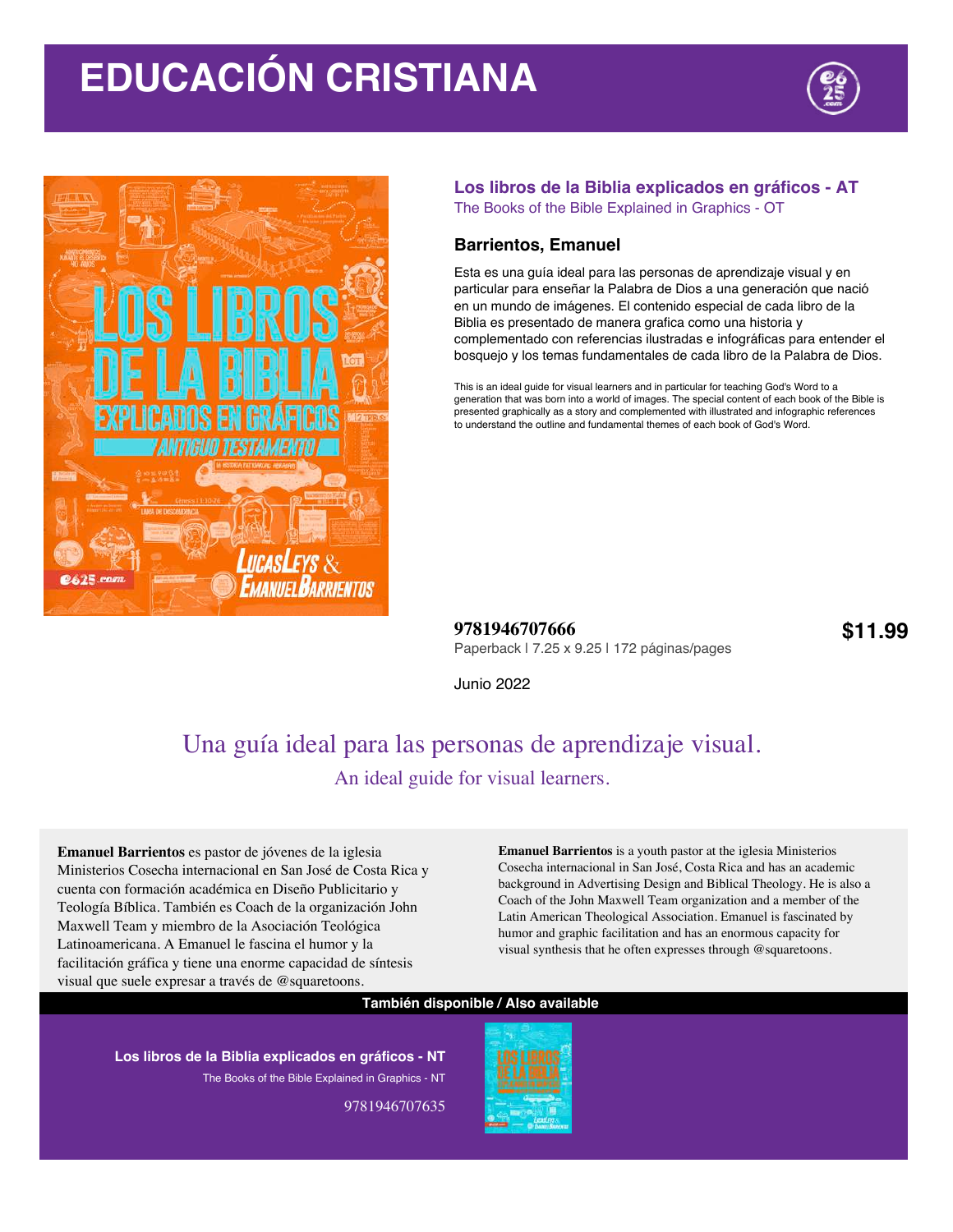# EDUCACIÓN CRISTIANA

## Los libros de la Biblia explicados en gráficos - AT

The Books of the Bible Explained in Graphics - OT

### Barrientos, Emanuel

Esta es una guía ideal para las personas de aprendizaje visual y en particular para enseñar la Palabra de Dios a una generación que nació en un mundo de imágenes. El contenido especial de cada libro de la Biblia es presentado de manera grafica como una historia y complementado con referencias ilustradas e infográficas para entender el bosquejo y los temas fundamentales de cada libro de la Palabra de Dios.

This is an ideal guide for visual learners and in particular for teaching God's Word to a generation that was born into a world of images. The special content of each book of the Bible is presented graphically as a story and complemented with illustrated and infographic references to understand the outline and fundamental themes of each book of God's Word.

**9781946707666**

Paperback | 7.25 x 9.25 | 172 páginas/pages

**$11.99**

Junio 2022

Una guía ideal para las personas de aprendizaje visual.

An ideal guide for visual learners.

**Emanuel Barrientos** es pastor de jóvenes de la iglesia Ministerios Cosecha internacional en San José de Costa Rica y cuenta con formación académica en Diseño Publicitario y Teología Bíblica. También es Coach de la organización John Maxwell Team y miembro de la Asociación Teológica Latinoamericana. A Emanuel le fascina el humor y la facilitación gráfica y tiene una enorme capacidad de síntesis visual que suele expresar a través de @squaretoons.

**Emanuel Barrientos** is a youth pastor at the iglesia Ministerios Cosecha internacional in San José, Costa Rica and has an academic background in Advertising Design and Biblical Theology. He is also a Coach of the John Maxwell Team organization and a member of the Latin American Theological Association. Emanuel is fascinated by humor and graphic facilitation and has an enormous capacity for visual synthesis that he often expresses through @squaretoons.

**También disponible / Also available**

**Los libros de la Biblia explicados en gráficos - NT**

The Books of the Bible Explained in Graphics - NT

9781946707635